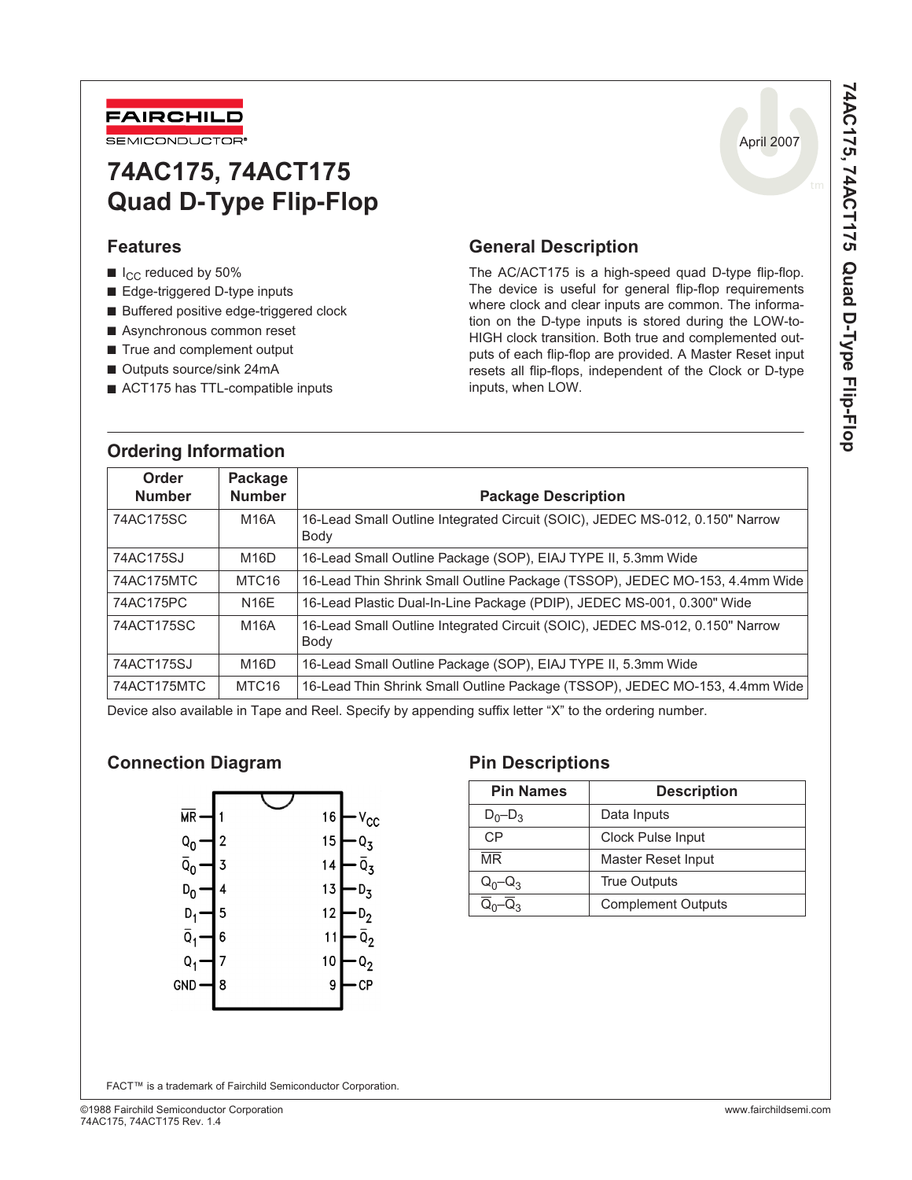FAIRCHILD SEMICONDUCTOR®

April 2007

# 74AC175, 74ACT175 Quad D-Type Flip-Flop

## Features

- $I_{CC}$ reduced by 50%
- Edge-triggered D-type inputs
- Buffered positive edge-triggered clock
- Asynchronous common reset
- True and complement output
- Outputs source/sink 24mA
- ACT175 has TTL-compatible inputs

## General Description

The AC/ACT175 is a high-speed quad D-type flip-flop. The device is useful for general flip-flop requirements where clock and clear inputs are common. The information on the D-type inputs is stored during the LOW-to-HIGH clock transition. Both true and complemented outputs of each flip-flop are provided. A Master Reset input resets all flip-flops, independent of the Clock or D-type inputs, when LOW.

## Ordering Information

| Order Number | Package Number | Package Description |
|---|---|---|
| 74AC175SC | M16A | 16-Lead Small Outline Integrated Circuit (SOIC), JEDEC MS-012, 0.150" Narrow Body |
| 74AC175SJ | M16D | 16-Lead Small Outline Package (SOP), EIAJ TYPE II, 5.3mm Wide |
| 74AC175MTC | MTC16 | 16-Lead Thin Shrink Small Outline Package (TSSOP), JEDEC MO-153, 4.4mm Wide |
| 74AC175PC | N16E | 16-Lead Plastic Dual-In-Line Package (PDIP), JEDEC MS-001, 0.300" Wide |
| 74ACT175SC | M16A | 16-Lead Small Outline Integrated Circuit (SOIC), JEDEC MS-012, 0.150" Narrow Body |
| 74ACT175SJ | M16D | 16-Lead Small Outline Package (SOP), EIAJ TYPE II, 5.3mm Wide |
| 74ACT175MTC | MTC16 | 16-Lead Thin Shrink Small Outline Package (TSSOP), JEDEC MO-153, 4.4mm Wide |

Device also available in Tape and Reel. Specify by appending suffix letter "X" to the ordering number.

## Connection Diagram

| Pin | Name | Pin | Name |
|---|---|---|---|
| 1 | $\overline{MR}$ | 16 | $V_{CC}$ |
| 2 | $Q_0$ | 15 | $Q_3$ |
| 3 | $\overline{Q}_0$ | 14 | $\overline{Q}_3$ |
| 4 | $D_0$ | 13 | $D_3$ |
| 5 | $D_1$ | 12 | $D_2$ |
| 6 | $\overline{Q}_1$ | 11 | $\overline{Q}_2$ |
| 7 | $Q_1$ | 10 | $Q_2$ |
| 8 | GND | 9 | CP |

## Pin Descriptions

| Pin Names | Description |
|---|---|
| $D_0$–$D_3$ | Data Inputs |
| CP | Clock Pulse Input |
| $\overline{MR}$ | Master Reset Input |
| $Q_0$–$Q_3$ | True Outputs |
| $\overline{Q}_0$–$\overline{Q}_3$ | Complement Outputs |

FACT™ is a trademark of Fairchild Semiconductor Corporation.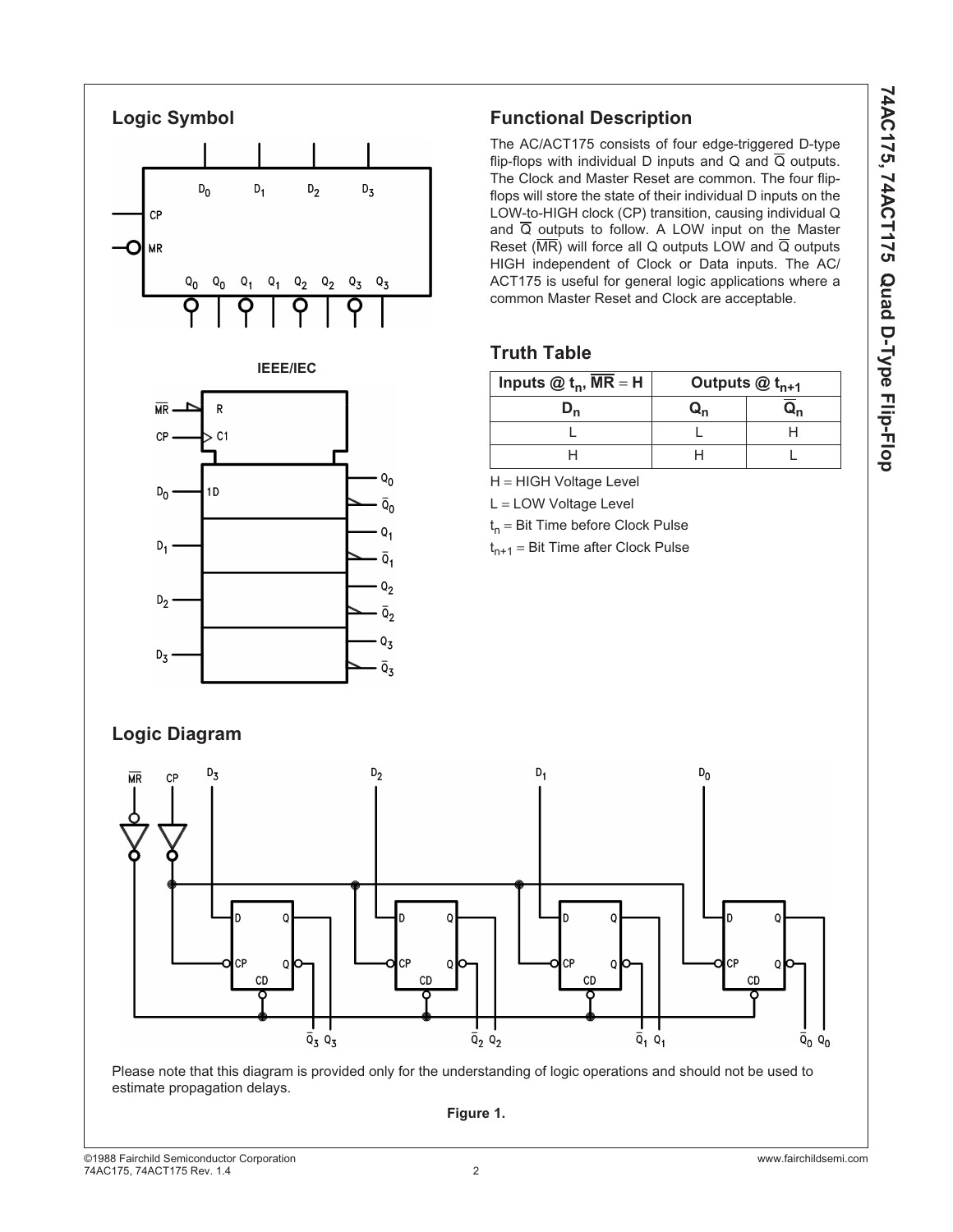## Logic Symbol

**IEEE/IEC**

## Functional Description

The AC/ACT175 consists of four edge-triggered D-type flip-flops with individual D inputs and Q and $\overline{Q}$ outputs. The Clock and Master Reset are common. The four flip-flops will store the state of their individual D inputs on the LOW-to-HIGH clock (CP) transition, causing individual Q and $\overline{Q}$ outputs to follow. A LOW input on the Master Reset ($\overline{MR}$) will force all Q outputs LOW and $\overline{Q}$ outputs HIGH independent of Clock or Data inputs. The AC/ACT175 is useful for general logic applications where a common Master Reset and Clock are acceptable.

## Truth Table

| Inputs @ $t_n$, $\overline{MR}$ = H | Outputs @ $t_{n+1}$ | |
|---|---|---|
| $D_n$ | $Q_n$ | $\overline{Q}_n$ |
| L | L | H |
| H | H | L |

H = HIGH Voltage Level

L = LOW Voltage Level

$t_n$ = Bit Time before Clock Pulse

$t_{n+1}$ = Bit Time after Clock Pulse

## Logic Diagram

Please note that this diagram is provided only for the understanding of logic operations and should not be used to estimate propagation delays.

**Figure 1.**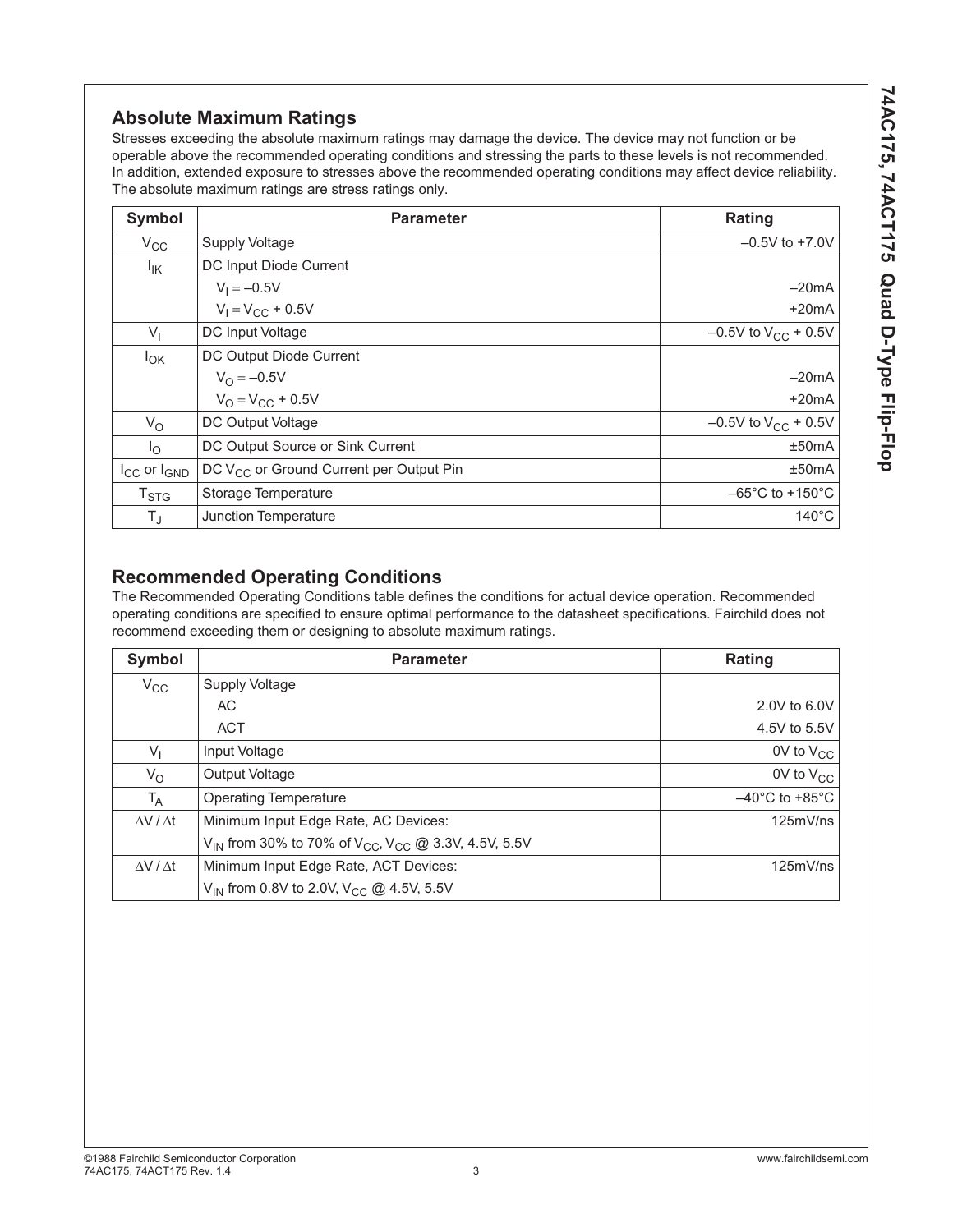## Absolute Maximum Ratings

Stresses exceeding the absolute maximum ratings may damage the device. The device may not function or be operable above the recommended operating conditions and stressing the parts to these levels is not recommended. In addition, extended exposure to stresses above the recommended operating conditions may affect device reliability. The absolute maximum ratings are stress ratings only.

| Symbol | Parameter | Rating |
|---|---|---|
| $V_{CC}$ | Supply Voltage | –0.5V to +7.0V |
| $I_{IK}$ | DC Input Diode Current | |
| | $V_I = -0.5V$ | –20mA |
| | $V_I = V_{CC} + 0.5V$ | +20mA |
| $V_I$ | DC Input Voltage | –0.5V to $V_{CC}$ + 0.5V |
| $I_{OK}$ | DC Output Diode Current | |
| | $V_O = -0.5V$ | –20mA |
| | $V_O = V_{CC} + 0.5V$ | +20mA |
| $V_O$ | DC Output Voltage | –0.5V to $V_{CC}$ + 0.5V |
| $I_O$ | DC Output Source or Sink Current | ±50mA |
| $I_{CC}$ or $I_{GND}$ | DC $V_{CC}$ or Ground Current per Output Pin | ±50mA |
| $T_{STG}$ | Storage Temperature | –65°C to +150°C |
| $T_J$ | Junction Temperature | 140°C |

## Recommended Operating Conditions

The Recommended Operating Conditions table defines the conditions for actual device operation. Recommended operating conditions are specified to ensure optimal performance to the datasheet specifications. Fairchild does not recommend exceeding them or designing to absolute maximum ratings.

| Symbol | Parameter | Rating |
|---|---|---|
| $V_{CC}$ | Supply Voltage | |
| | AC | 2.0V to 6.0V |
| | ACT | 4.5V to 5.5V |
| $V_I$ | Input Voltage | 0V to $V_{CC}$ |
| $V_O$ | Output Voltage | 0V to $V_{CC}$ |
| $T_A$ | Operating Temperature | –40°C to +85°C |
| $\Delta V / \Delta t$ | Minimum Input Edge Rate, AC Devices: | 125mV/ns |
| | $V_{IN}$ from 30% to 70% of $V_{CC}$, $V_{CC}$ @ 3.3V, 4.5V, 5.5V | |
| $\Delta V / \Delta t$ | Minimum Input Edge Rate, ACT Devices: | 125mV/ns |
| | $V_{IN}$ from 0.8V to 2.0V, $V_{CC}$ @ 4.5V, 5.5V | |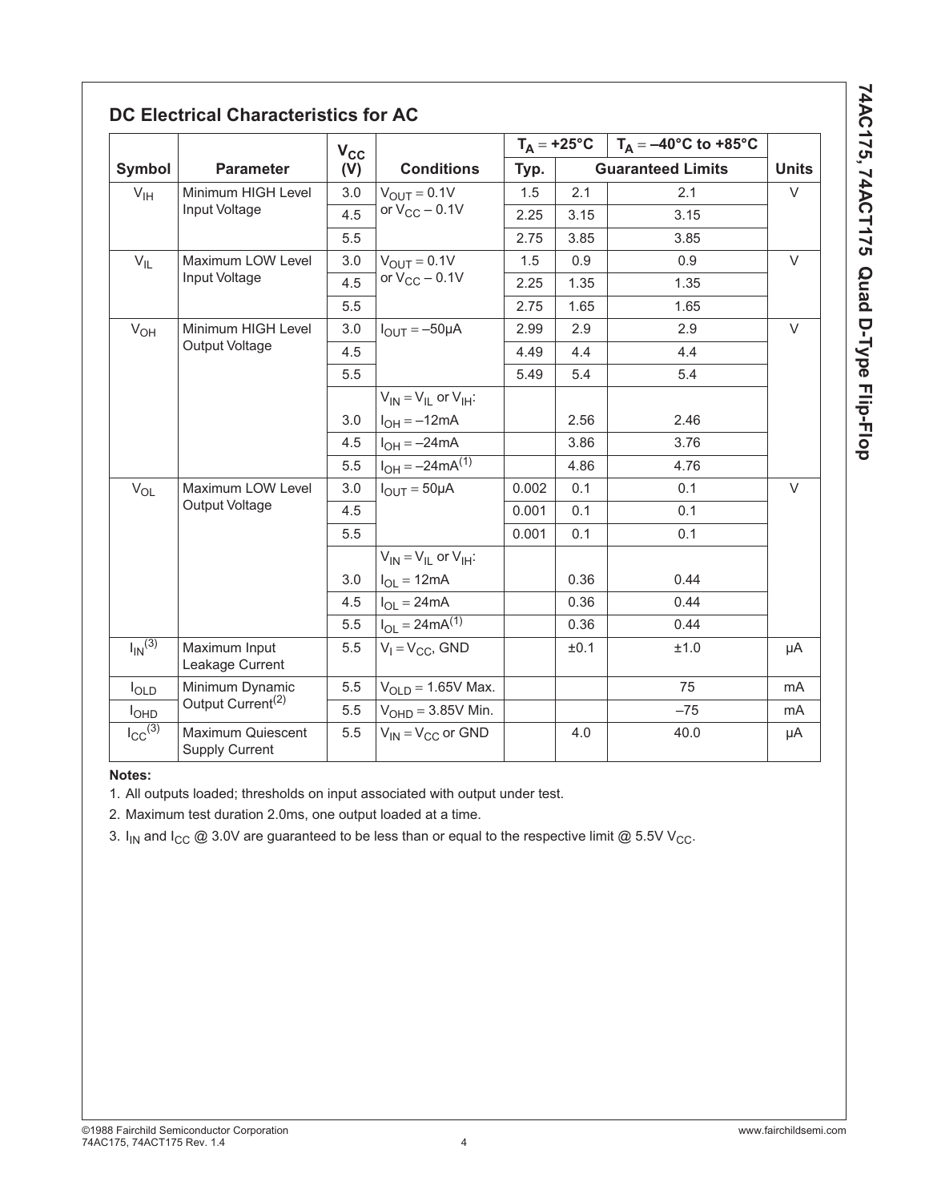## DC Electrical Characteristics for AC

| Symbol | Parameter | $V_{CC}$ (V) | Conditions | $T_A = +25°C$ | | $T_A = -40°C$ to $+85°C$ | Units |
|---|---|---|---|---|---|---|---|
| | | | | Typ. | Guaranteed Limits | | |
| $V_{IH}$ | Minimum HIGH Level Input Voltage | 3.0 | $V_{OUT} = 0.1V$ or $V_{CC} - 0.1V$ | 1.5 | 2.1 | 2.1 | V |
| | | 4.5 | | 2.25 | 3.15 | 3.15 | |
| | | 5.5 | | 2.75 | 3.85 | 3.85 | |
| $V_{IL}$ | Maximum LOW Level Input Voltage | 3.0 | $V_{OUT} = 0.1V$ or $V_{CC} - 0.1V$ | 1.5 | 0.9 | 0.9 | V |
| | | 4.5 | | 2.25 | 1.35 | 1.35 | |
| | | 5.5 | | 2.75 | 1.65 | 1.65 | |
| $V_{OH}$ | Minimum HIGH Level Output Voltage | 3.0 | $I_{OUT} = -50\mu A$ | 2.99 | 2.9 | 2.9 | V |
| | | 4.5 | | 4.49 | 4.4 | 4.4 | |
| | | 5.5 | | 5.49 | 5.4 | 5.4 | |
| | | | $V_{IN} = V_{IL}$ or $V_{IH}$: | | | | |
| | | 3.0 | $I_{OH} = -12mA$ | | 2.56 | 2.46 | |
| | | 4.5 | $I_{OH} = -24mA$ | | 3.86 | 3.76 | |
| | | 5.5 | $I_{OH} = -24mA$[1] | | 4.86 | 4.76 | |
| $V_{OL}$ | Maximum LOW Level Output Voltage | 3.0 | $I_{OUT} = 50\mu A$ | 0.002 | 0.1 | 0.1 | V |
| | | 4.5 | | 0.001 | 0.1 | 0.1 | |
| | | 5.5 | | 0.001 | 0.1 | 0.1 | |
| | | | $V_{IN} = V_{IL}$ or $V_{IH}$: | | | | |
| | | 3.0 | $I_{OL} = 12mA$ | | 0.36 | 0.44 | |
| | | 4.5 | $I_{OL} = 24mA$ | | 0.36 | 0.44 | |
| | | 5.5 | $I_{OL} = 24mA$[1] | | 0.36 | 0.44 | |
| $I_{IN}$[3] | Maximum Input Leakage Current | 5.5 | $V_I = V_{CC}$, GND | | ±0.1 | ±1.0 | µA |
| $I_{OLD}$ | Minimum Dynamic Output Current[2] | 5.5 | $V_{OLD} = 1.65V$ Max. | | | 75 | mA |
| $I_{OHD}$ | | 5.5 | $V_{OHD} = 3.85V$ Min. | | | –75 | mA |
| $I_{CC}$[3] | Maximum Quiescent Supply Current | 5.5 | $V_{IN} = V_{CC}$ or GND | | 4.0 | 40.0 | µA |

**Notes:**

1. All outputs loaded; thresholds on input associated with output under test.
2. Maximum test duration 2.0ms, one output loaded at a time.
3. $I_{IN}$ and $I_{CC}$ @ 3.0V are guaranteed to be less than or equal to the respective limit @ 5.5V $V_{CC}$.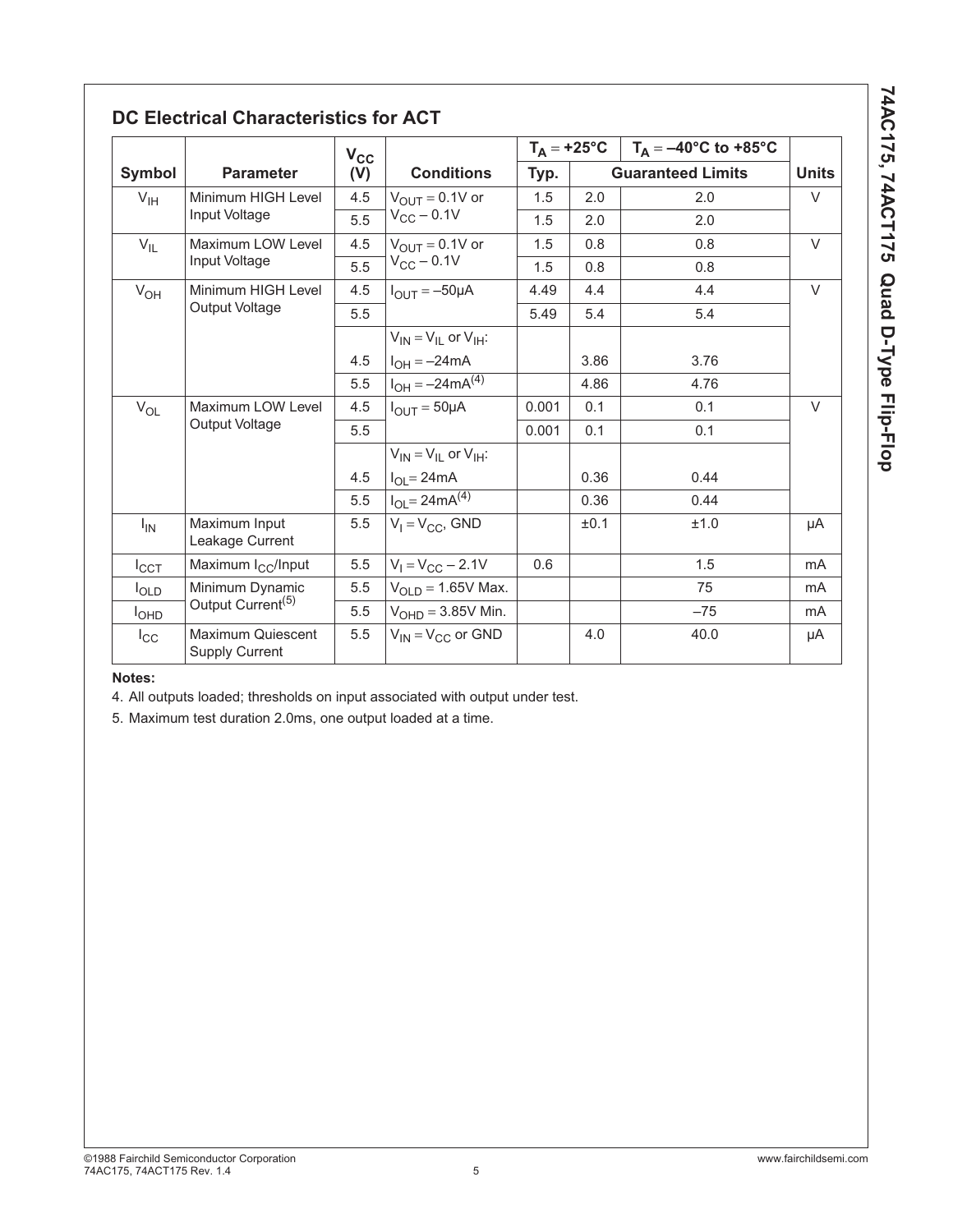## DC Electrical Characteristics for ACT

| Symbol | Parameter | $V_{CC}$ (V) | Conditions | $T_A = +25°C$ Typ. | $T_A = +25°C$ Guaranteed Limits | $T_A = -40°C$ to $+85°C$ Guaranteed Limits | Units |
|---|---|---|---|---|---|---|---|
| $V_{IH}$ | Minimum HIGH Level Input Voltage | 4.5 | $V_{OUT} = 0.1V$ or $V_{CC} - 0.1V$ | 1.5 | 2.0 | 2.0 | V |
| | | 5.5 | | 1.5 | 2.0 | 2.0 | |
| $V_{IL}$ | Maximum LOW Level Input Voltage | 4.5 | $V_{OUT} = 0.1V$ or $V_{CC} - 0.1V$ | 1.5 | 0.8 | 0.8 | V |
| | | 5.5 | | 1.5 | 0.8 | 0.8 | |
| $V_{OH}$ | Minimum HIGH Level Output Voltage | 4.5 | $I_{OUT} = -50\mu A$ | 4.49 | 4.4 | 4.4 | V |
| | | 5.5 | | 5.49 | 5.4 | 5.4 | |
| | | | $V_{IN} = V_{IL}$ or $V_{IH}$: | | | | |
| | | 4.5 | $I_{OH} = -24mA$ | | 3.86 | 3.76 | |
| | | 5.5 | $I_{OH} = -24mA$(4) | | 4.86 | 4.76 | |
| $V_{OL}$ | Maximum LOW Level Output Voltage | 4.5 | $I_{OUT} = 50\mu A$ | 0.001 | 0.1 | 0.1 | V |
| | | 5.5 | | 0.001 | 0.1 | 0.1 | |
| | | | $V_{IN} = V_{IL}$ or $V_{IH}$: | | | | |
| | | 4.5 | $I_{OL} = 24mA$ | | 0.36 | 0.44 | |
| | | 5.5 | $I_{OL} = 24mA$(4) | | 0.36 | 0.44 | |
| $I_{IN}$ | Maximum Input Leakage Current | 5.5 | $V_I = V_{CC}$, GND | | ±0.1 | ±1.0 | µA |
| $I_{CCT}$ | Maximum $I_{CC}$/Input | 5.5 | $V_I = V_{CC} - 2.1V$ | 0.6 | | 1.5 | mA |
| $I_{OLD}$ | Minimum Dynamic Output Current(5) | 5.5 | $V_{OLD} = 1.65V$ Max. | | | 75 | mA |
| $I_{OHD}$ | | 5.5 | $V_{OHD} = 3.85V$ Min. | | | –75 | mA |
| $I_{CC}$ | Maximum Quiescent Supply Current | 5.5 | $V_{IN} = V_{CC}$ or GND | | 4.0 | 40.0 | µA |

**Notes:**

4. All outputs loaded; thresholds on input associated with output under test.

5. Maximum test duration 2.0ms, one output loaded at a time.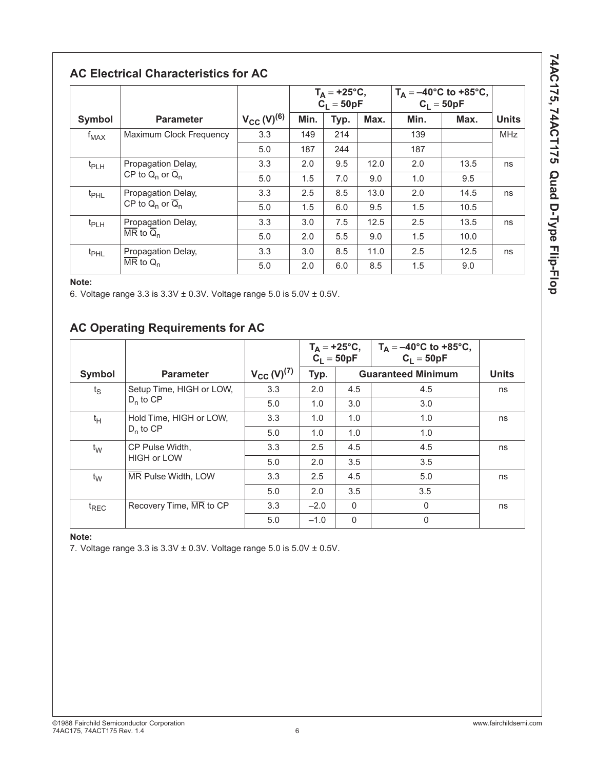## AC Electrical Characteristics for AC

| Symbol | Parameter | $V_{CC}$ (V)[6] | $T_A = +25°C$, $C_L = 50pF$ | | | $T_A = -40°C$ to $+85°C$, $C_L = 50pF$ | | Units |
|---|---|---|---|---|---|---|---|---|
| | | | Min. | Typ. | Max. | Min. | Max. | |
| $f_{MAX}$ | Maximum Clock Frequency | 3.3 | 149 | 214 | | 139 | | MHz |
| | | 5.0 | 187 | 244 | | 187 | | |
| $t_{PLH}$ | Propagation Delay, CP to $Q_n$ or $\overline{Q}_n$ | 3.3 | 2.0 | 9.5 | 12.0 | 2.0 | 13.5 | ns |
| | | 5.0 | 1.5 | 7.0 | 9.0 | 1.0 | 9.5 | |
| $t_{PHL}$ | Propagation Delay, CP to $Q_n$ or $\overline{Q}_n$ | 3.3 | 2.5 | 8.5 | 13.0 | 2.0 | 14.5 | ns |
| | | 5.0 | 1.5 | 6.0 | 9.5 | 1.5 | 10.5 | |
| $t_{PLH}$ | Propagation Delay, $\overline{MR}$ to $\overline{Q}_n$ | 3.3 | 3.0 | 7.5 | 12.5 | 2.5 | 13.5 | ns |
| | | 5.0 | 2.0 | 5.5 | 9.0 | 1.5 | 10.0 | |
| $t_{PHL}$ | Propagation Delay, $\overline{MR}$ to $Q_n$ | 3.3 | 3.0 | 8.5 | 11.0 | 2.5 | 12.5 | ns |
| | | 5.0 | 2.0 | 6.0 | 8.5 | 1.5 | 9.0 | |

**Note:**

6. Voltage range 3.3 is 3.3V ± 0.3V. Voltage range 5.0 is 5.0V ± 0.5V.

## AC Operating Requirements for AC

| Symbol | Parameter | $V_{CC}$ (V)[7] | $T_A = +25°C$, $C_L = 50pF$ | | $T_A = -40°C$ to $+85°C$, $C_L = 50pF$ | Units |
|---|---|---|---|---|---|---|
| | | | Typ. | Guaranteed Minimum | | |
| $t_S$ | Setup Time, HIGH or LOW, $D_n$ to CP | 3.3 | 2.0 | 4.5 | 4.5 | ns |
| | | 5.0 | 1.0 | 3.0 | 3.0 | |
| $t_H$ | Hold Time, HIGH or LOW, $D_n$ to CP | 3.3 | 1.0 | 1.0 | 1.0 | ns |
| | | 5.0 | 1.0 | 1.0 | 1.0 | |
| $t_W$ | CP Pulse Width, HIGH or LOW | 3.3 | 2.5 | 4.5 | 4.5 | ns |
| | | 5.0 | 2.0 | 3.5 | 3.5 | |
| $t_W$ | $\overline{MR}$ Pulse Width, LOW | 3.3 | 2.5 | 4.5 | 5.0 | ns |
| | | 5.0 | 2.0 | 3.5 | 3.5 | |
| $t_{REC}$ | Recovery Time, $\overline{MR}$ to CP | 3.3 | –2.0 | 0 | 0 | ns |
| | | 5.0 | –1.0 | 0 | 0 | |

**Note:**

7. Voltage range 3.3 is 3.3V ± 0.3V. Voltage range 5.0 is 5.0V ± 0.5V.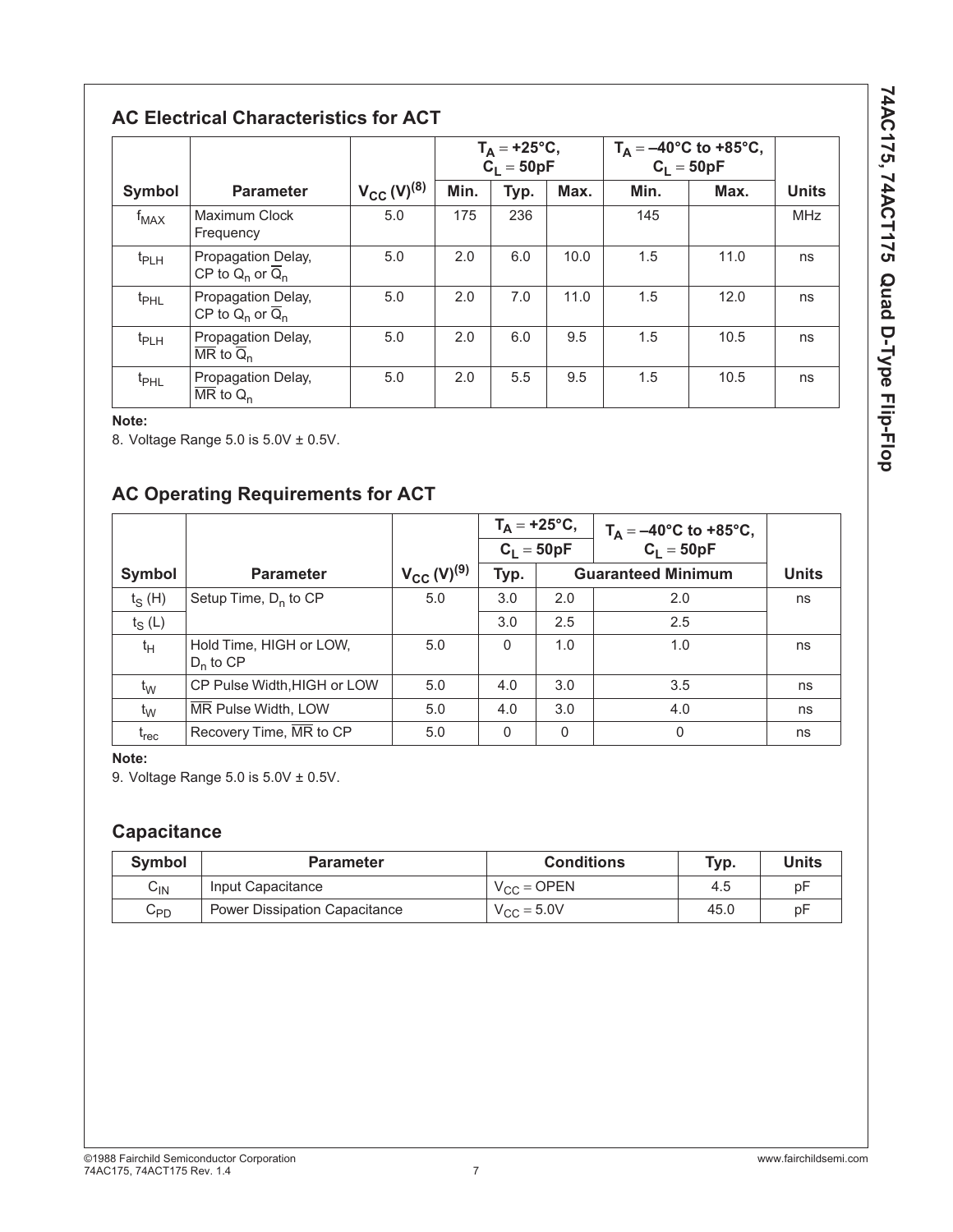## AC Electrical Characteristics for ACT

| Symbol | Parameter | $V_{CC}$ (V)[8] | $T_A = +25°C$, $C_L = 50pF$ | | | $T_A = -40°C$ to $+85°C$, $C_L = 50pF$ | | Units |
|---|---|---|---|---|---|---|---|---|
| | | | Min. | Typ. | Max. | Min. | Max. | |
| $f_{MAX}$ | Maximum Clock Frequency | 5.0 | 175 | 236 | | 145 | | MHz |
| $t_{PLH}$ | Propagation Delay, CP to $Q_n$ or $\overline{Q}_n$ | 5.0 | 2.0 | 6.0 | 10.0 | 1.5 | 11.0 | ns |
| $t_{PHL}$ | Propagation Delay, CP to $Q_n$ or $\overline{Q}_n$ | 5.0 | 2.0 | 7.0 | 11.0 | 1.5 | 12.0 | ns |
| $t_{PLH}$ | Propagation Delay, $\overline{MR}$ to $\overline{Q}_n$ | 5.0 | 2.0 | 6.0 | 9.5 | 1.5 | 10.5 | ns |
| $t_{PHL}$ | Propagation Delay, $\overline{MR}$ to $Q_n$ | 5.0 | 2.0 | 5.5 | 9.5 | 1.5 | 10.5 | ns |

**Note:**

8. Voltage Range 5.0 is 5.0V ± 0.5V.

## AC Operating Requirements for ACT

| Symbol | Parameter | $V_{CC}$ (V)[9] | $T_A = +25°C$, $C_L = 50pF$ | | $T_A = -40°C$ to $+85°C$, $C_L = 50pF$ | Units |
|---|---|---|---|---|---|---|
| | | | Typ. | Guaranteed Minimum | | |
| $t_S$ (H) | Setup Time, $D_n$ to CP | 5.0 | 3.0 | 2.0 | 2.0 | ns |
| $t_S$ (L) | | | 3.0 | 2.5 | 2.5 | |
| $t_H$ | Hold Time, HIGH or LOW, $D_n$ to CP | 5.0 | 0 | 1.0 | 1.0 | ns |
| $t_W$ | CP Pulse Width, HIGH or LOW | 5.0 | 4.0 | 3.0 | 3.5 | ns |
| $t_W$ | $\overline{MR}$ Pulse Width, LOW | 5.0 | 4.0 | 3.0 | 4.0 | ns |
| $t_{rec}$ | Recovery Time, $\overline{MR}$ to CP | 5.0 | 0 | 0 | 0 | ns |

**Note:**

9. Voltage Range 5.0 is 5.0V ± 0.5V.

## Capacitance

| Symbol | Parameter | Conditions | Typ. | Units |
|---|---|---|---|---|
| $C_{IN}$ | Input Capacitance | $V_{CC}$ = OPEN | 4.5 | pF |
| $C_{PD}$ | Power Dissipation Capacitance | $V_{CC}$ = 5.0V | 45.0 | pF |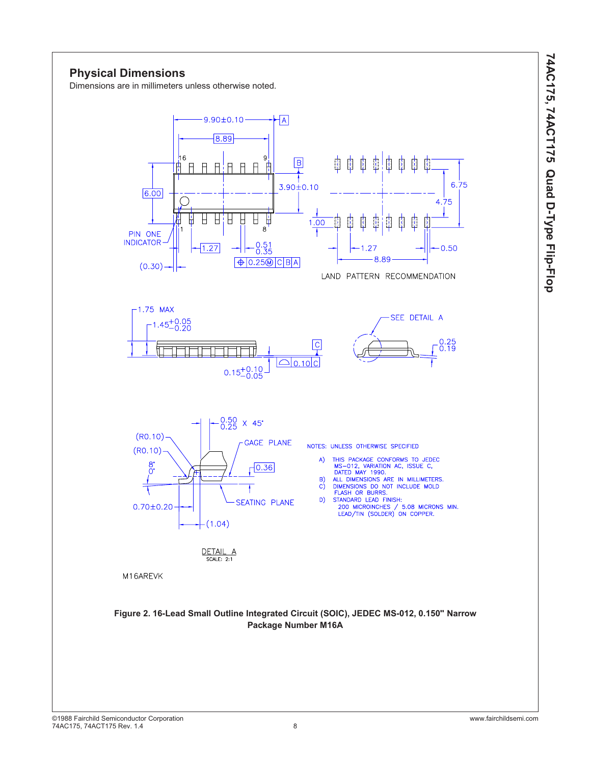## Physical Dimensions

Dimensions are in millimeters unless otherwise noted.

NOTES: UNLESS OTHERWISE SPECIFIED

A) THIS PACKAGE CONFORMS TO JEDEC MS–012, VARIATION AC, ISSUE C, DATED MAY 1990.

B) ALL DIMENSIONS ARE IN MILLIMETERS.

C) DIMENSIONS DO NOT INCLUDE MOLD FLASH OR BURRS.

D) STANDARD LEAD FINISH: 200 MICROINCHES / 5.08 MICRONS MIN. LEAD/TIN (SOLDER) ON COPPER.

M16AREVK

**Figure 2. 16-Lead Small Outline Integrated Circuit (SOIC), JEDEC MS-012, 0.150" Narrow Package Number M16A**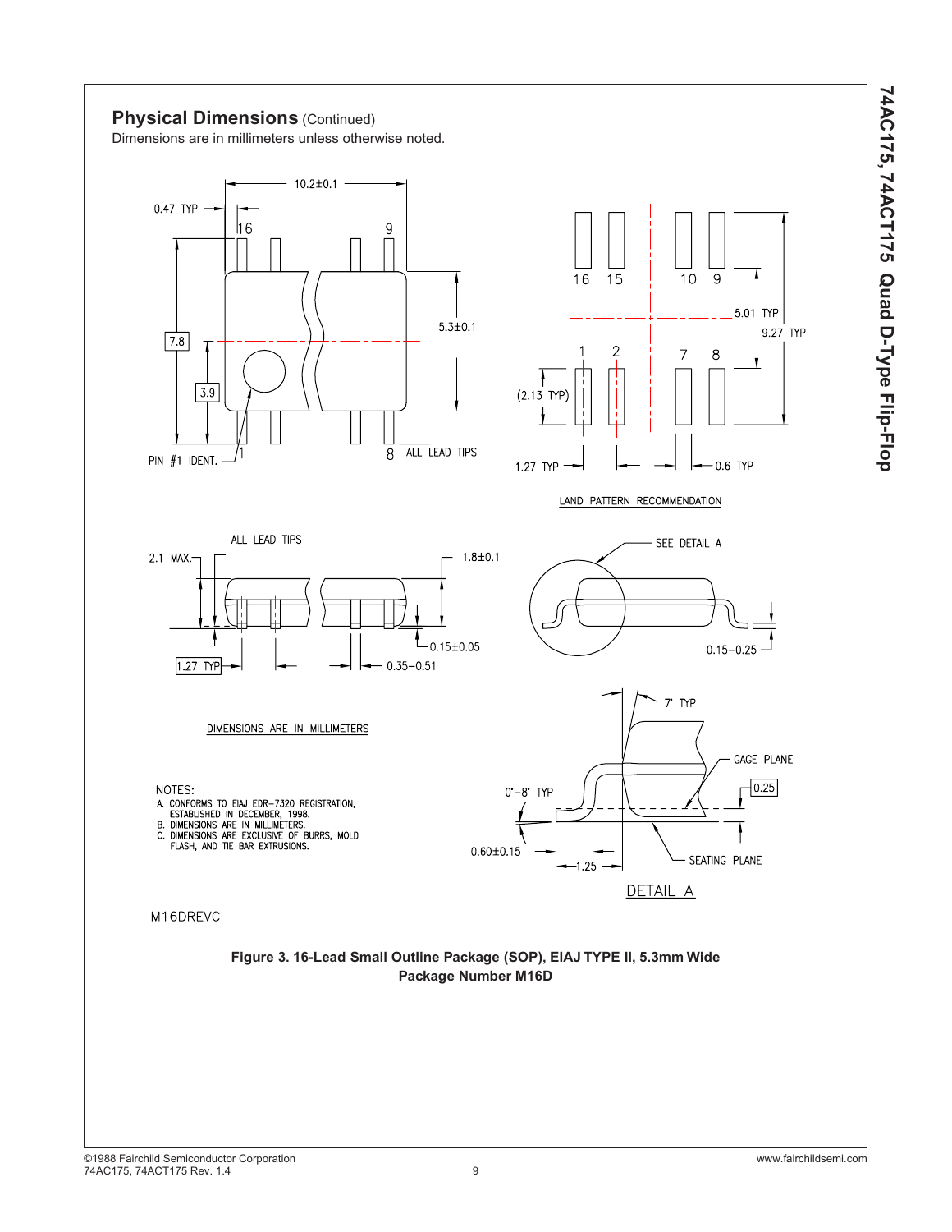## Physical Dimensions (Continued)

Dimensions are in millimeters unless otherwise noted.

10.2±0.1

0.47 TYP

16 9

7.8

3.9

5.3±0.1

PIN #1 IDENT. 1 8 ALL LEAD TIPS

16 15 10 9

5.01 TYP

9.27 TYP

1 2 7 8

(2.13 TYP)

1.27 TYP 0.6 TYP

LAND PATTERN RECOMMENDATION

ALL LEAD TIPS

2.1 MAX.

1.8±0.1

0.15±0.05

1.27 TYP 0.35–0.51

SEE DETAIL A

0.15–0.25

7° TYP

GAGE PLANE

0°–8° TYP

0.25

0.60±0.15

1.25

SEATING PLANE

DETAIL A

DIMENSIONS ARE IN MILLIMETERS

NOTES:

A. CONFORMS TO EIAJ EDR–7320 REGISTRATION, ESTABLISHED IN DECEMBER, 1998.
B. DIMENSIONS ARE IN MILLIMETERS.
C. DIMENSIONS ARE EXCLUSIVE OF BURRS, MOLD FLASH, AND TIE BAR EXTRUSIONS.

M16DREVC

**Figure 3. 16-Lead Small Outline Package (SOP), EIAJ TYPE II, 5.3mm Wide Package Number M16D**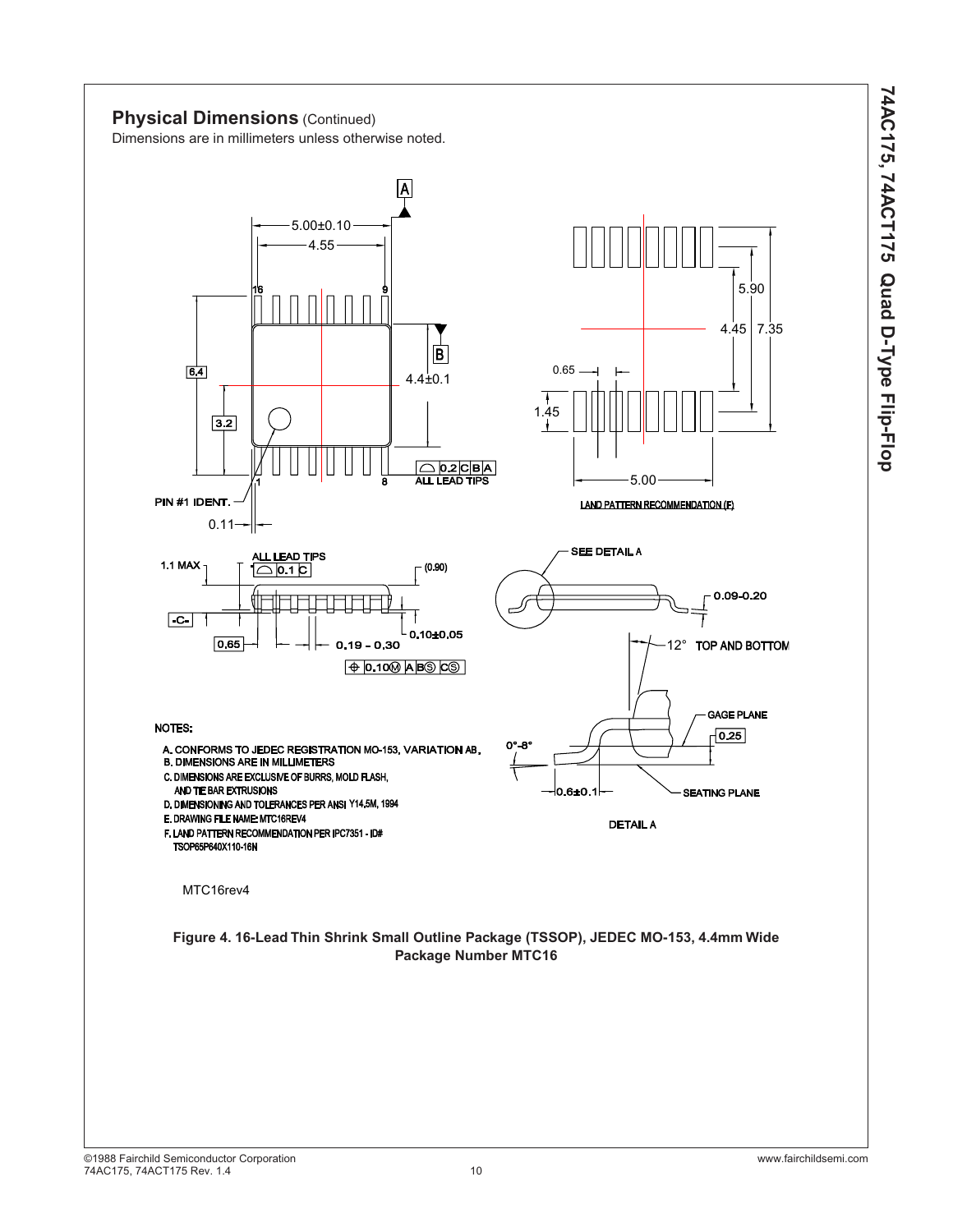## Physical Dimensions (Continued)

Dimensions are in millimeters unless otherwise noted.

5.00±0.10

4.55

16 9

6.4

3.2

4.4±0.1

1 8

0.2 C B A
ALL LEAD TIPS

PIN #1 IDENT.

0.11

5.90

4.45 7.35

0.65

1.45

5.00

LAND PATTERN RECOMMENDATION (F)

1.1 MAX

ALL LEAD TIPS
0.1 C

(0.90)

-C-

0.65

0.19 - 0.30

0.10±0.05

0.10 M A B S C S

SEE DETAIL A

0.09-0.20

12° TOP AND BOTTOM

GAGE PLANE

0.25

0°-8°

0.6±0.1

SEATING PLANE

DETAIL A

NOTES:

A. CONFORMS TO JEDEC REGISTRATION MO-153, VARIATION AB.
B. DIMENSIONS ARE IN MILLIMETERS
C. DIMENSIONS ARE EXCLUSIVE OF BURRS, MOLD FLASH, AND TIE BAR EXTRUSIONS
D. DIMENSIONING AND TOLERANCES PER ANSI Y14.5M, 1994
E. DRAWING FILE NAME: MTC16REV4
F. LAND PATTERN RECOMMENDATION PER IPC7351 - ID# TSOP65P640X110-16N

MTC16rev4

**Figure 4. 16-Lead Thin Shrink Small Outline Package (TSSOP), JEDEC MO-153, 4.4mm Wide Package Number MTC16**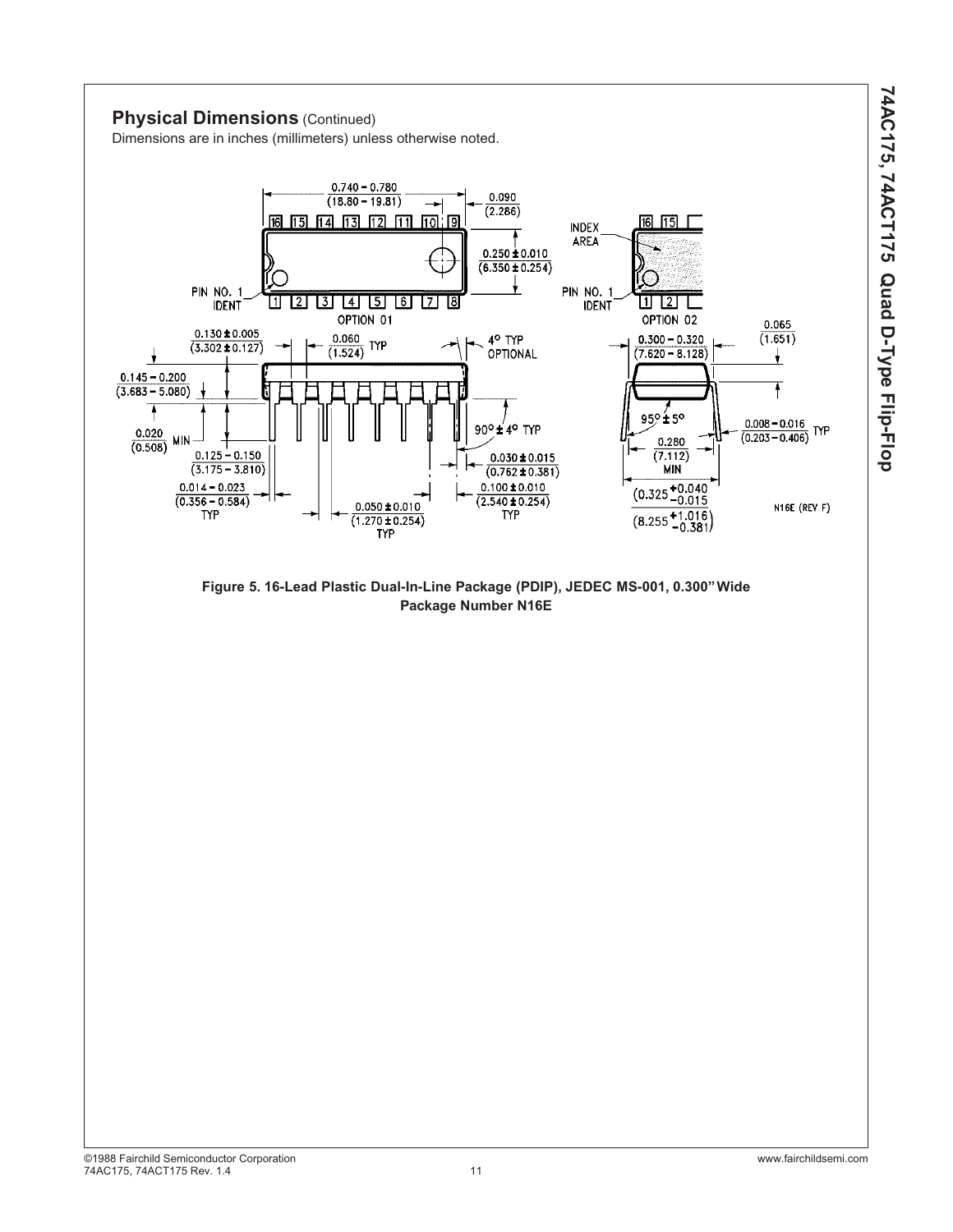## Physical Dimensions (Continued)

Dimensions are in inches (millimeters) unless otherwise noted.

**Figure 5. 16-Lead Plastic Dual-In-Line Package (PDIP), JEDEC MS-001, 0.300" Wide Package Number N16E**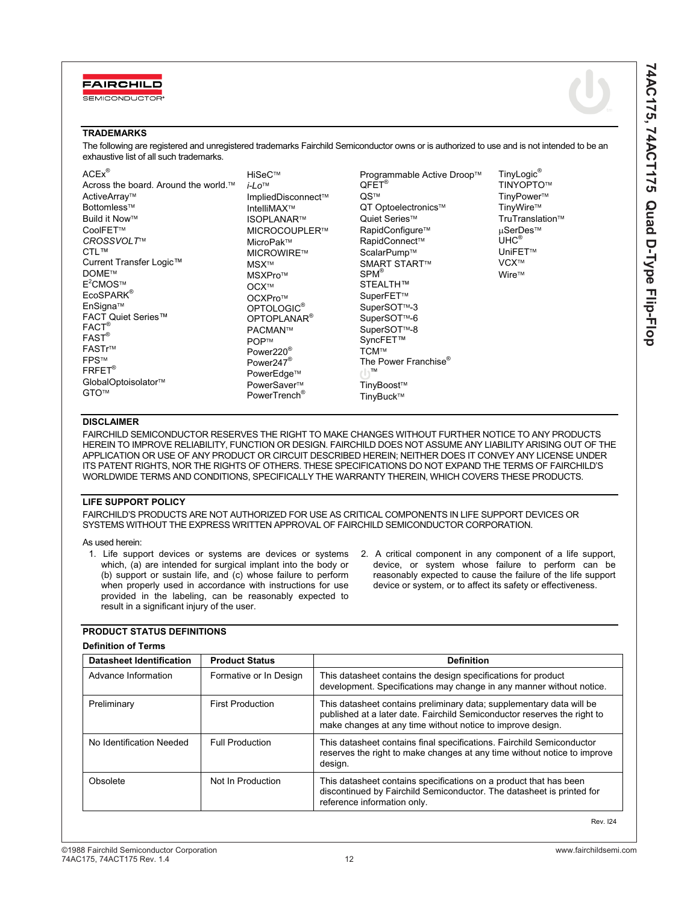## TRADEMARKS

The following are registered and unregistered trademarks Fairchild Semiconductor owns or is authorized to use and is not intended to be an exhaustive list of all such trademarks.

ACEx®
Across the board. Around the world.™
ActiveArray™
Bottomless™
Build it Now™
CoolFET™
*CROSSVOLT*™
CTL™
Current Transfer Logic™
DOME™
E²CMOS™
EcoSPARK®
EnSigna™
FACT Quiet Series™
FACT®
FAST®
FASTr™
FPS™
FRFET®
GlobalOptoisolator™
GTO™
HiSeC™
*i-Lo*™
ImpliedDisconnect™
IntelliMAX™
ISOPLANAR™
MICROCOUPLER™
MicroPak™
MICROWIRE™
MSX™
MSXPro™
OCX™
OCXPro™
OPTOLOGIC®
OPTOPLANAR®
PACMAN™
POP™
Power220®
Power247®
PowerEdge™
PowerSaver™
PowerTrench®
Programmable Active Droop™
QFET®
QS™
QT Optoelectronics™
Quiet Series™
RapidConfigure™
RapidConnect™
ScalarPump™
SMART START™
SPM®
STEALTH™
SuperFET™
SuperSOT™-3
SuperSOT™-6
SuperSOT™-8
SyncFET™
TCM™
The Power Franchise®
™
TinyBoost™
TinyBuck™
TinyLogic®
TINYOPTO™
TinyPower™
TinyWire™
TruTranslation™
μSerDes™
UHC®
UniFET™
VCX™
Wire™

## DISCLAIMER

FAIRCHILD SEMICONDUCTOR RESERVES THE RIGHT TO MAKE CHANGES WITHOUT FURTHER NOTICE TO ANY PRODUCTS HEREIN TO IMPROVE RELIABILITY, FUNCTION OR DESIGN. FAIRCHILD DOES NOT ASSUME ANY LIABILITY ARISING OUT OF THE APPLICATION OR USE OF ANY PRODUCT OR CIRCUIT DESCRIBED HEREIN; NEITHER DOES IT CONVEY ANY LICENSE UNDER ITS PATENT RIGHTS, NOR THE RIGHTS OF OTHERS. THESE SPECIFICATIONS DO NOT EXPAND THE TERMS OF FAIRCHILD'S WORLDWIDE TERMS AND CONDITIONS, SPECIFICALLY THE WARRANTY THEREIN, WHICH COVERS THESE PRODUCTS.

## LIFE SUPPORT POLICY

FAIRCHILD'S PRODUCTS ARE NOT AUTHORIZED FOR USE AS CRITICAL COMPONENTS IN LIFE SUPPORT DEVICES OR SYSTEMS WITHOUT THE EXPRESS WRITTEN APPROVAL OF FAIRCHILD SEMICONDUCTOR CORPORATION.

As used herein:

1. Life support devices or systems are devices or systems which, (a) are intended for surgical implant into the body or (b) support or sustain life, and (c) whose failure to perform when properly used in accordance with instructions for use provided in the labeling, can be reasonably expected to result in a significant injury of the user.
2. A critical component in any component of a life support, device, or system whose failure to perform can be reasonably expected to cause the failure of the life support device or system, or to affect its safety or effectiveness.

## PRODUCT STATUS DEFINITIONS

### Definition of Terms

| Datasheet Identification | Product Status | Definition |
| --- | --- | --- |
| Advance Information | Formative or In Design | This datasheet contains the design specifications for product development. Specifications may change in any manner without notice. |
| Preliminary | First Production | This datasheet contains preliminary data; supplementary data will be published at a later date. Fairchild Semiconductor reserves the right to make changes at any time without notice to improve design. |
| No Identification Needed | Full Production | This datasheet contains final specifications. Fairchild Semiconductor reserves the right to make changes at any time without notice to improve design. |
| Obsolete | Not In Production | This datasheet contains specifications on a product that has been discontinued by Fairchild Semiconductor. The datasheet is printed for reference information only. |

Rev. I24